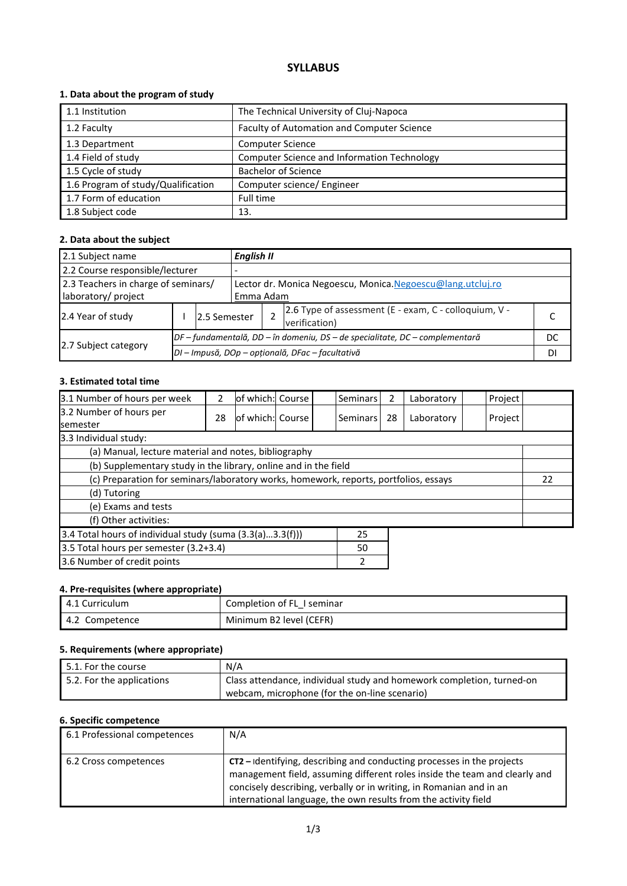# SYLLABUS

## 1. Data about the program of study

| | |
|---|---|
| 1.1 Institution | The Technical University of Cluj-Napoca |
| 1.2 Faculty | Faculty of Automation and Computer Science |
| 1.3 Department | Computer Science |
| 1.4 Field of study | Computer Science and Information Technology |
| 1.5 Cycle of study | Bachelor of Science |
| 1.6 Program of study/Qualification | Computer science/ Engineer |
| 1.7 Form of education | Full time |
| 1.8 Subject code | 13. |

## 2. Data about the subject

| | | | | | | |
|---|---|---|---|---|---|---|
| 2.1 Subject name | | | ***English II*** | | | |
| 2.2 Course responsible/lecturer | | | - | | | |
| 2.3 Teachers in charge of seminars/ laboratory/ project | | | Lector dr. Monica Negoescu, Monica.Negoescu@lang.utcluj.ro Emma Adam | | | |
| 2.4 Year of study | I | 2.5 Semester | 2 | 2.6 Type of assessment (E - exam, C - colloquium, V - verification) | | C |
| 2.7 Subject category | *DF – fundamentală, DD – în domeniu, DS – de specialitate, DC – complementară* | | | | | DC |
| | *DI – Impusă, DOp – opțională, DFac – facultativă* | | | | | DI |

## 3. Estimated total time

| | | | | | | | | | |
|---|---|---|---|---|---|---|---|---|---|
| 3.1 Number of hours per week | 2 | of which: Course | | Seminars | 2 | Laboratory | | Project | |
| 3.2 Number of hours per semester | 28 | of which: Course | | Seminars | 28 | Laboratory | | Project | |

| | |
|---|---|
| 3.3 Individual study: | |
| (a) Manual, lecture material and notes, bibliography | |
| (b) Supplementary study in the library, online and in the field | |
| (c) Preparation for seminars/laboratory works, homework, reports, portfolios, essays | 22 |
| (d) Tutoring | |
| (e) Exams and tests | |
| (f) Other activities: | |

| | |
|---|---|
| 3.4 Total hours of individual study (suma (3.3(a)...3.3(f))) | 25 |
| 3.5 Total hours per semester (3.2+3.4) | 50 |
| 3.6 Number of credit points | 2 |

## 4. Pre-requisites (where appropriate)

| | |
|---|---|
| 4.1 Curriculum | Completion of FL_I seminar |
| 4.2 Competence | Minimum B2 level (CEFR) |

## 5. Requirements (where appropriate)

| | |
|---|---|
| 5.1. For the course | N/A |
| 5.2. For the applications | Class attendance, individual study and homework completion, turned-on webcam, microphone (for the on-line scenario) |

## 6. Specific competence

| | |
|---|---|
| 6.1 Professional competences | N/A |
| 6.2 Cross competences | **CT2 –** Identifying, describing and conducting processes in the projects management field, assuming different roles inside the team and clearly and concisely describing, verbally or in writing, in Romanian and in an international language, the own results from the activity field |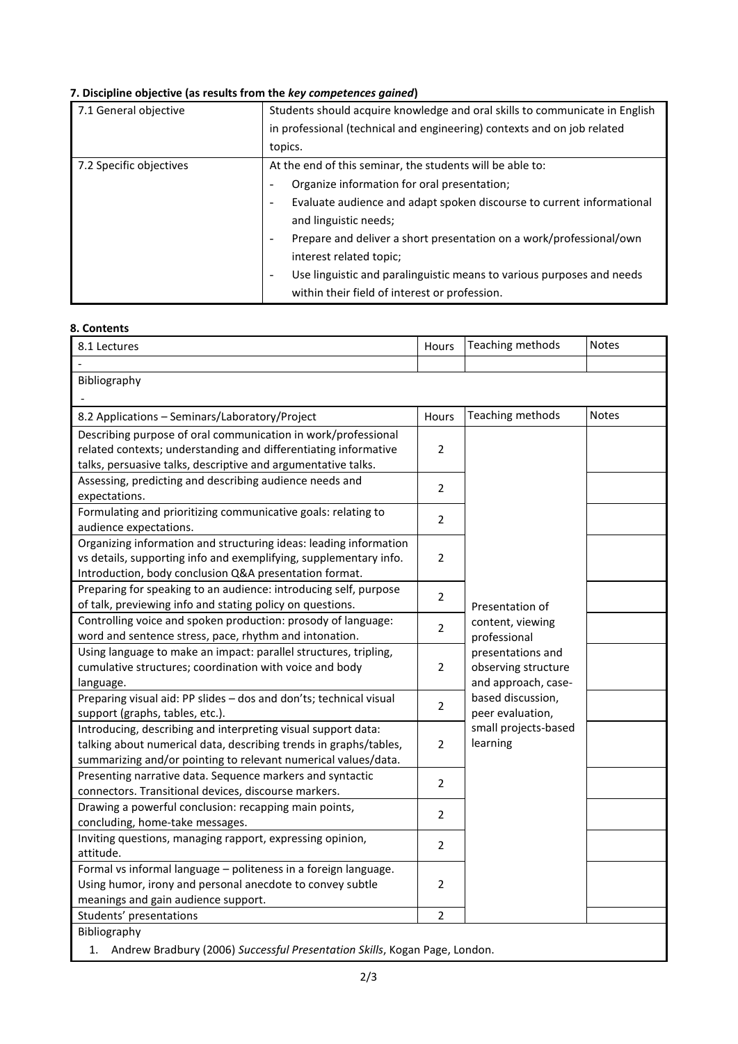### 7. Discipline objective (as results from the *key competences gained*)

| | |
|---|---|
| 7.1 General objective | Students should acquire knowledge and oral skills to communicate in English in professional (technical and engineering) contexts and on job related topics. |
| 7.2 Specific objectives | At the end of this seminar, the students will be able to:<br>- Organize information for oral presentation;<br>- Evaluate audience and adapt spoken discourse to current informational and linguistic needs;<br>- Prepare and deliver a short presentation on a work/professional/own interest related topic;<br>- Use linguistic and paralinguistic means to various purposes and needs within their field of interest or profession. |

### 8. Contents

| 8.1 Lectures | Hours | Teaching methods | Notes |
|---|---|---|---|
| - | | | |
| Bibliography<br>- | | | |

| 8.2 Applications – Seminars/Laboratory/Project | Hours | Teaching methods | Notes |
|---|---|---|---|
| Describing purpose of oral communication in work/professional related contexts; understanding and differentiating informative talks, persuasive talks, descriptive and argumentative talks. | 2 | Presentation of content, viewing professional presentations and observing structure and approach, case-based discussion, peer evaluation, small projects-based learning | |
| Assessing, predicting and describing audience needs and expectations. | 2 | | |
| Formulating and prioritizing communicative goals: relating to audience expectations. | 2 | | |
| Organizing information and structuring ideas: leading information vs details, supporting info and exemplifying, supplementary info. Introduction, body conclusion Q&A presentation format. | 2 | | |
| Preparing for speaking to an audience: introducing self, purpose of talk, previewing info and stating policy on questions. | 2 | | |
| Controlling voice and spoken production: prosody of language: word and sentence stress, pace, rhythm and intonation. | 2 | | |
| Using language to make an impact: parallel structures, tripling, cumulative structures; coordination with voice and body language. | 2 | | |
| Preparing visual aid: PP slides – dos and don'ts; technical visual support (graphs, tables, etc.). | 2 | | |
| Introducing, describing and interpreting visual support data: talking about numerical data, describing trends in graphs/tables, summarizing and/or pointing to relevant numerical values/data. | 2 | | |
| Presenting narrative data. Sequence markers and syntactic connectors. Transitional devices, discourse markers. | 2 | | |
| Drawing a powerful conclusion: recapping main points, concluding, home-take messages. | 2 | | |
| Inviting questions, managing rapport, expressing opinion, attitude. | 2 | | |
| Formal vs informal language – politeness in a foreign language. Using humor, irony and personal anecdote to convey subtle meanings and gain audience support. | 2 | | |
| Students' presentations | 2 | | |

Bibliography

1. Andrew Bradbury (2006) *Successful Presentation Skills*, Kogan Page, London.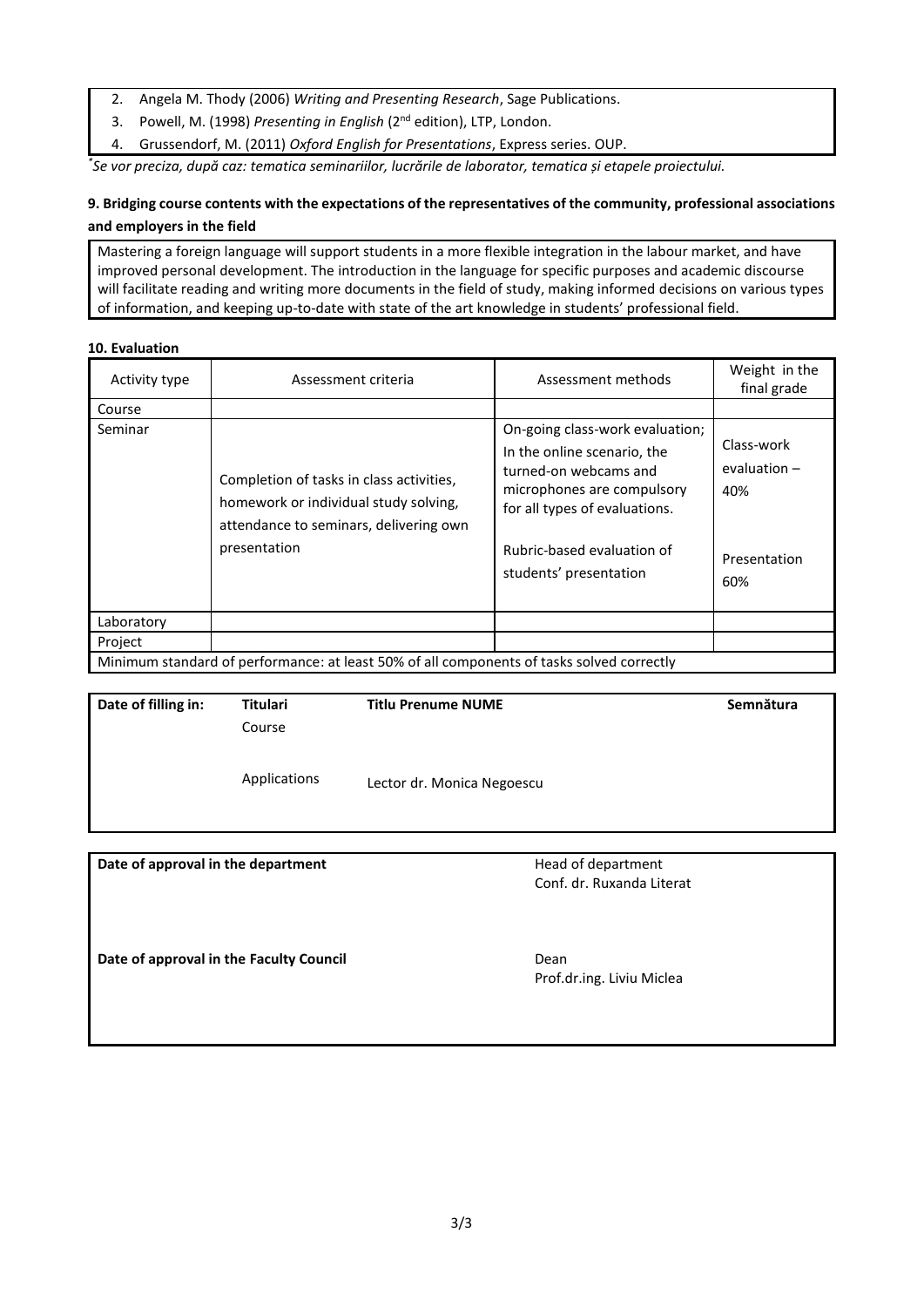2. Angela M. Thody (2006) *Writing and Presenting Research*, Sage Publications.
3. Powell, M. (1998) *Presenting in English* (2nd edition), LTP, London.
4. Grussendorf, M. (2011) *Oxford English for Presentations*, Express series. OUP.

*[*] Se vor preciza, după caz: tematica seminariilor, lucrările de laborator, tematica și etapele proiectului.*

**9. Bridging course contents with the expectations of the representatives of the community, professional associations and employers in the field**

Mastering a foreign language will support students in a more flexible integration in the labour market, and have improved personal development. The introduction in the language for specific purposes and academic discourse will facilitate reading and writing more documents in the field of study, making informed decisions on various types of information, and keeping up-to-date with state of the art knowledge in students' professional field.

**10. Evaluation**

| Activity type | Assessment criteria | Assessment methods | Weight in the final grade |
|---|---|---|---|
| Course | | | |
| Seminar | Completion of tasks in class activities, homework or individual study solving, attendance to seminars, delivering own presentation | On-going class-work evaluation; In the online scenario, the turned-on webcams and microphones are compulsory for all types of evaluations. Rubric-based evaluation of students' presentation | Class-work evaluation – 40% Presentation 60% |
| Laboratory | | | |
| Project | | | |
| Minimum standard of performance: at least 50% of all components of tasks solved correctly | | | |

| Date of filling in: | Titulari | Titlu Prenume NUME | Semnătura |
|---|---|---|---|
| | Course | | |
| | Applications | Lector dr. Monica Negoescu | |

| | |
|---|---|
| **Date of approval in the department** | Head of department<br>Conf. dr. Ruxanda Literat |
| **Date of approval in the Faculty Council** | Dean<br>Prof.dr.ing. Liviu Miclea |